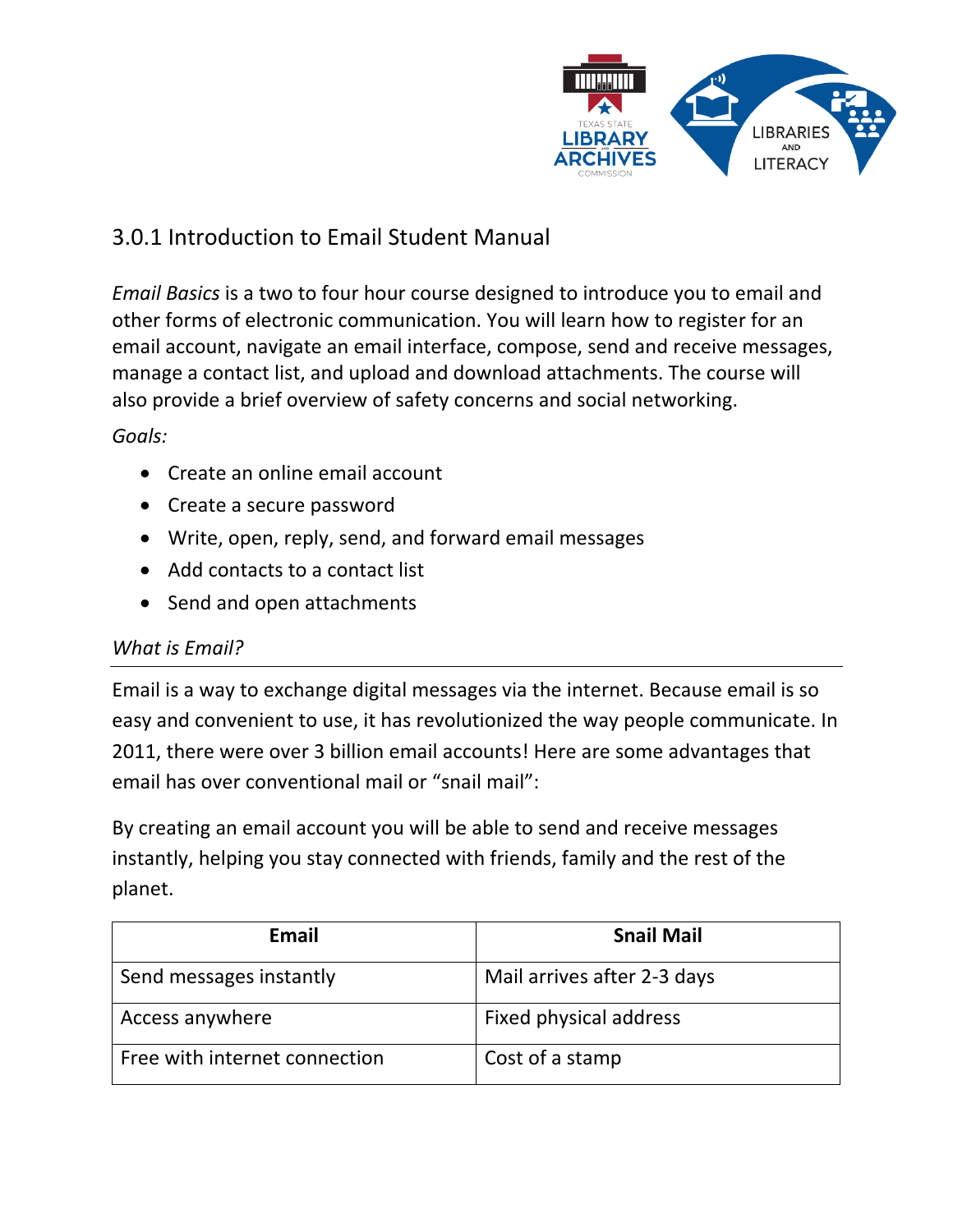# 3.0.1 Introduction to Email Student Manual

*Email Basics* is a two to four hour course designed to introduce you to email and other forms of electronic communication. You will learn how to register for an email account, navigate an email interface, compose, send and receive messages, manage a contact list, and upload and download attachments. The course will also provide a brief overview of safety concerns and social networking.

*Goals:*

- Create an online email account
- Create a secure password
- Write, open, reply, send, and forward email messages
- Add contacts to a contact list
- Send and open attachments

## *What is Email?*

Email is a way to exchange digital messages via the internet. Because email is so easy and convenient to use, it has revolutionized the way people communicate. In 2011, there were over 3 billion email accounts! Here are some advantages that email has over conventional mail or "snail mail":

By creating an email account you will be able to send and receive messages instantly, helping you stay connected with friends, family and the rest of the planet.

| **Email** | **Snail Mail** |
|---|---|
| Send messages instantly | Mail arrives after 2-3 days |
| Access anywhere | Fixed physical address |
| Free with internet connection | Cost of a stamp |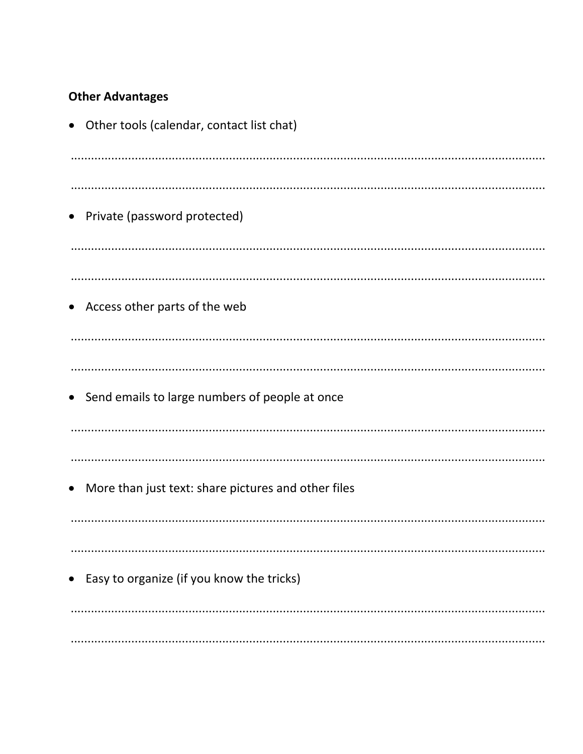**Other Advantages**

- Other tools (calendar, contact list chat)

..........................................................................................................................................

..........................................................................................................................................

- Private (password protected)

..........................................................................................................................................

..........................................................................................................................................

- Access other parts of the web

..........................................................................................................................................

..........................................................................................................................................

- Send emails to large numbers of people at once

..........................................................................................................................................

..........................................................................................................................................

- More than just text: share pictures and other files

..........................................................................................................................................

..........................................................................................................................................

- Easy to organize (if you know the tricks)

..........................................................................................................................................

..........................................................................................................................................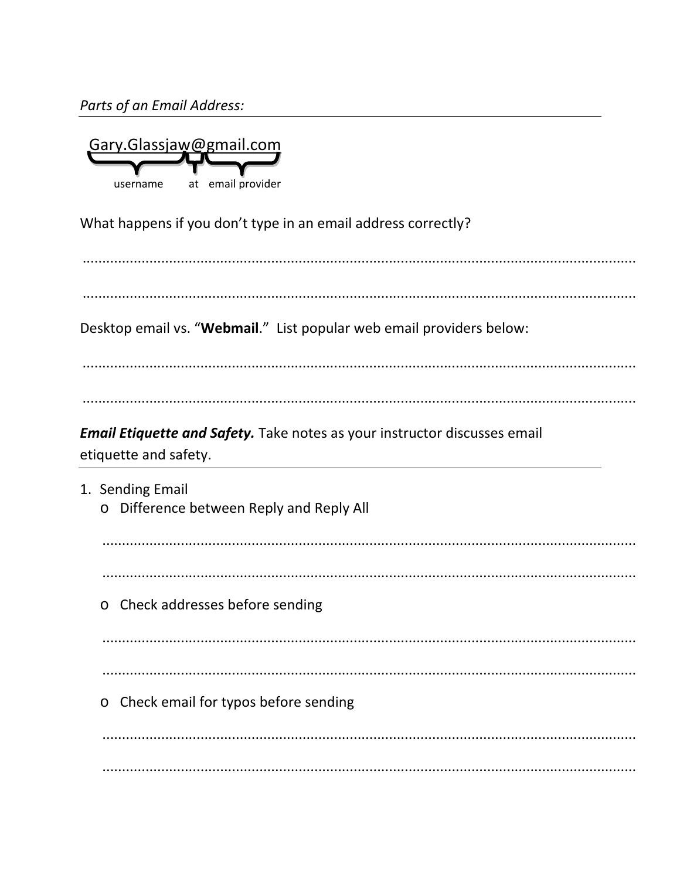*Parts of an Email Address:*

Gary.Glassjaw@gmail.com

username | at | email provider

What happens if you don't type in an email address correctly?

.......................................................................................................................................

.......................................................................................................................................

Desktop email vs. "**Webmail**." List popular web email providers below:

.......................................................................................................................................

.......................................................................................................................................

***Email Etiquette and Safety.*** Take notes as your instructor discusses email etiquette and safety.

1. Sending Email
   - Difference between Reply and Reply All

     .......................................................................................................................................

     .......................................................................................................................................

   - Check addresses before sending

     .......................................................................................................................................

     .......................................................................................................................................

   - Check email for typos before sending

     .......................................................................................................................................

     .......................................................................................................................................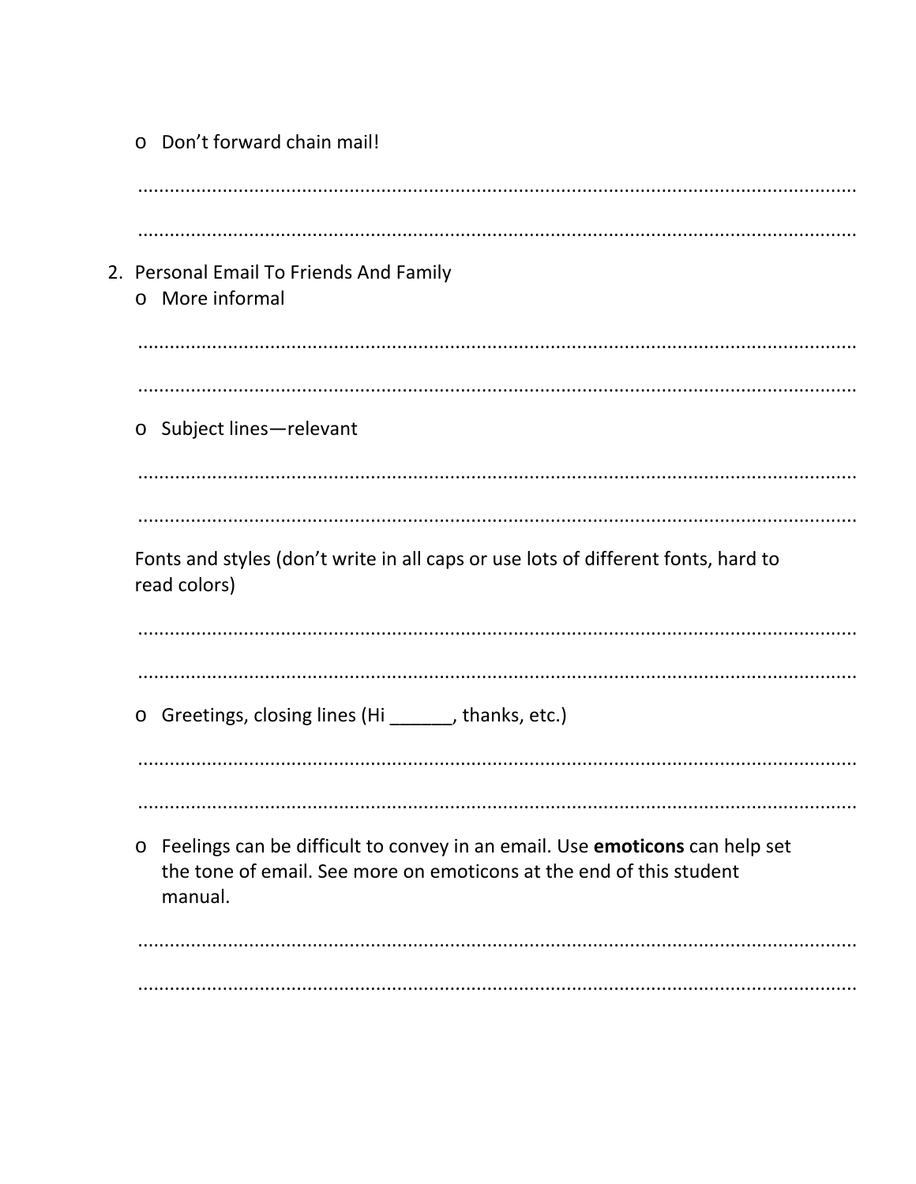- Don't forward chain mail!

.......................................................................................................................................

.......................................................................................................................................

2. Personal Email To Friends And Family
   - More informal

   .......................................................................................................................................

   .......................................................................................................................................

   - Subject lines—relevant

   .......................................................................................................................................

   .......................................................................................................................................

   Fonts and styles (don't write in all caps or use lots of different fonts, hard to read colors)

   .......................................................................................................................................

   .......................................................................................................................................

   - Greetings, closing lines (Hi ______, thanks, etc.)

   .......................................................................................................................................

   .......................................................................................................................................

   - Feelings can be difficult to convey in an email. Use **emoticons** can help set the tone of email. See more on emoticons at the end of this student manual.

   .......................................................................................................................................

   .......................................................................................................................................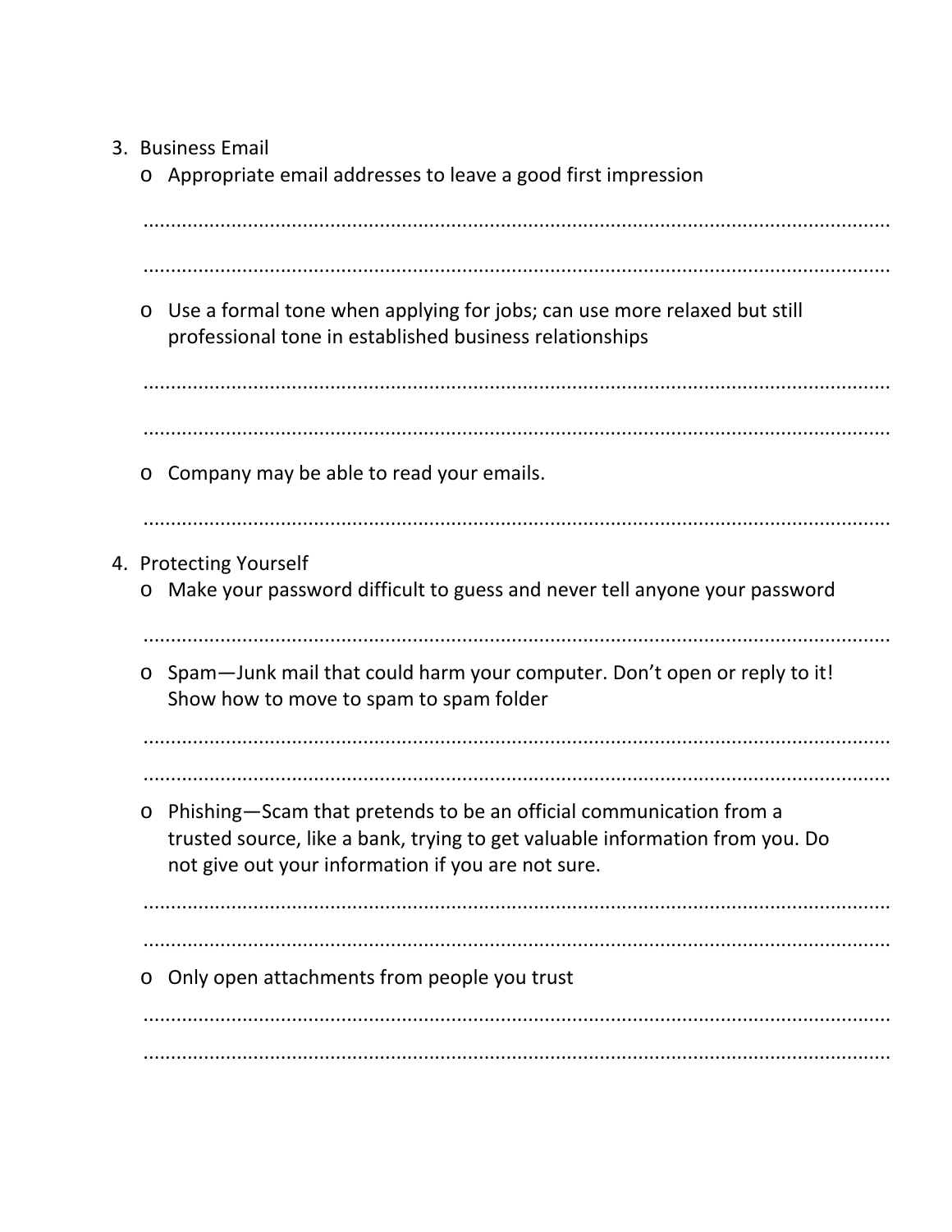3. Business Email
    - Appropriate email addresses to leave a good first impression

      ...................................................................................................................................

      ...................................................................................................................................

    - Use a formal tone when applying for jobs; can use more relaxed but still professional tone in established business relationships

      ...................................................................................................................................

      ...................................................................................................................................

    - Company may be able to read your emails.

      ...................................................................................................................................

4. Protecting Yourself
    - Make your password difficult to guess and never tell anyone your password

      ...................................................................................................................................

    - Spam—Junk mail that could harm your computer. Don't open or reply to it! Show how to move to spam to spam folder

      ...................................................................................................................................

      ...................................................................................................................................

    - Phishing—Scam that pretends to be an official communication from a trusted source, like a bank, trying to get valuable information from you. Do not give out your information if you are not sure.

      ...................................................................................................................................

      ...................................................................................................................................

    - Only open attachments from people you trust

      ...................................................................................................................................

      ...................................................................................................................................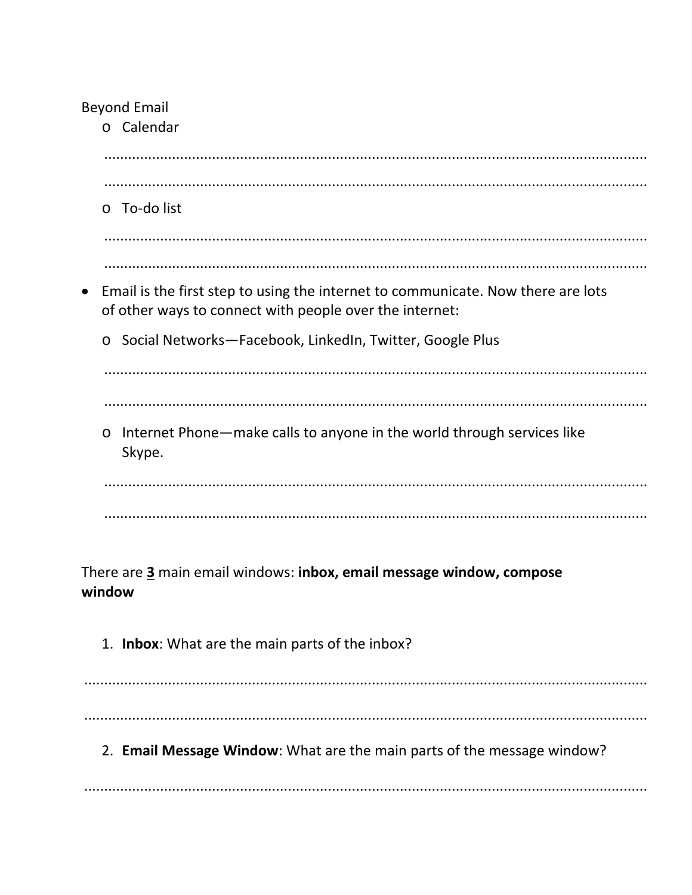Beyond Email

- Calendar

  ..........................................................................................................................................

  ..........................................................................................................................................

- To-do list

  ..........................................................................................................................................

  ..........................................................................................................................................

- Email is the first step to using the internet to communicate. Now there are lots of other ways to connect with people over the internet:
  - Social Networks—Facebook, LinkedIn, Twitter, Google Plus

    ..........................................................................................................................................

    ..........................................................................................................................................

  - Internet Phone—make calls to anyone in the world through services like Skype.

    ..........................................................................................................................................

    ..........................................................................................................................................

There are <u>**3**</u> main email windows: **inbox, email message window, compose window**

1. **Inbox**: What are the main parts of the inbox?

..........................................................................................................................................

..........................................................................................................................................

2. **Email Message Window**: What are the main parts of the message window?

..........................................................................................................................................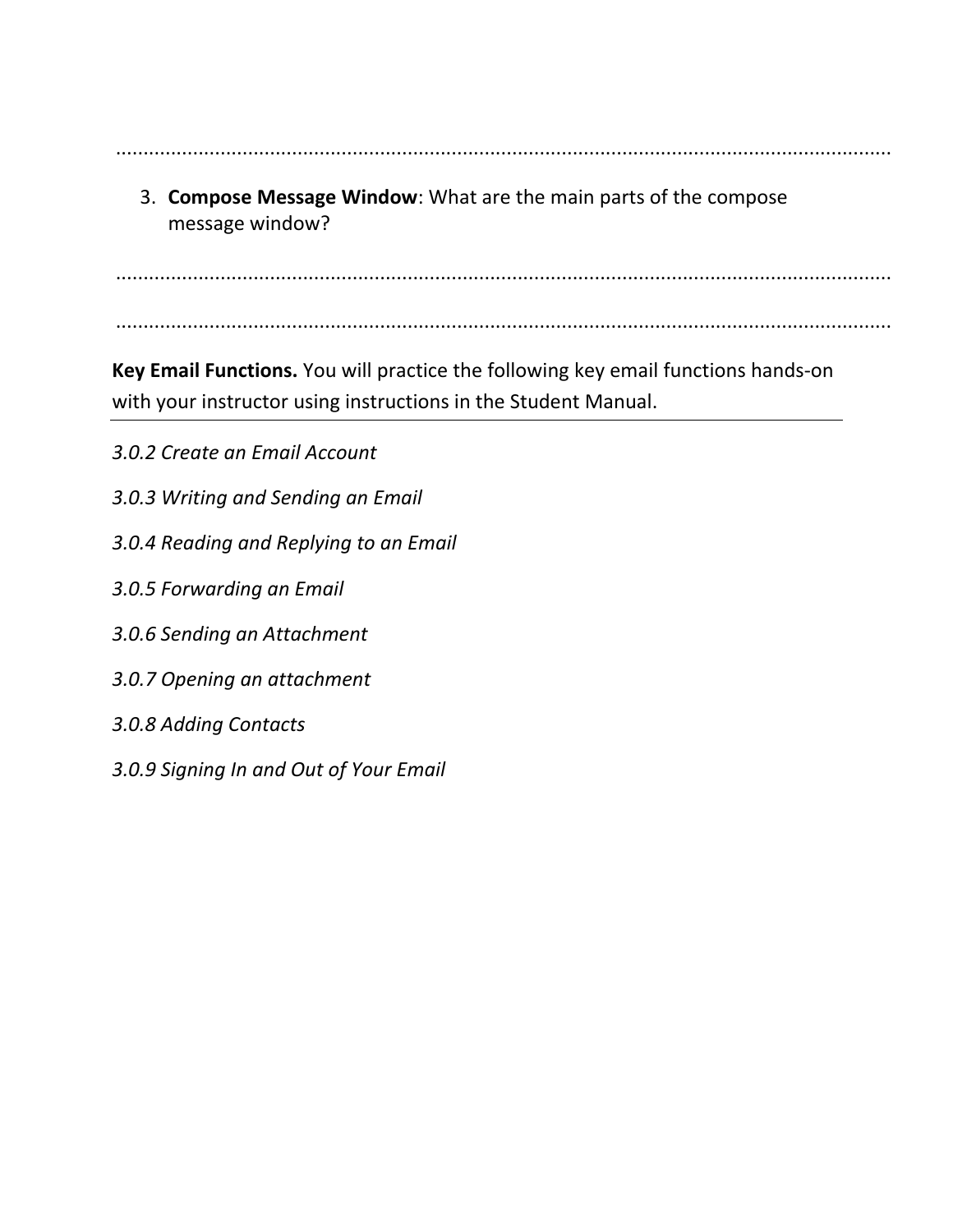..........................................................................................................................................

3. **Compose Message Window**: What are the main parts of the compose message window?

..........................................................................................................................................

..........................................................................................................................................

**Key Email Functions.** You will practice the following key email functions hands-on with your instructor using instructions in the Student Manual.

---

*3.0.2 Create an Email Account*

*3.0.3 Writing and Sending an Email*

*3.0.4 Reading and Replying to an Email*

*3.0.5 Forwarding an Email*

*3.0.6 Sending an Attachment*

*3.0.7 Opening an attachment*

*3.0.8 Adding Contacts*

*3.0.9 Signing In and Out of Your Email*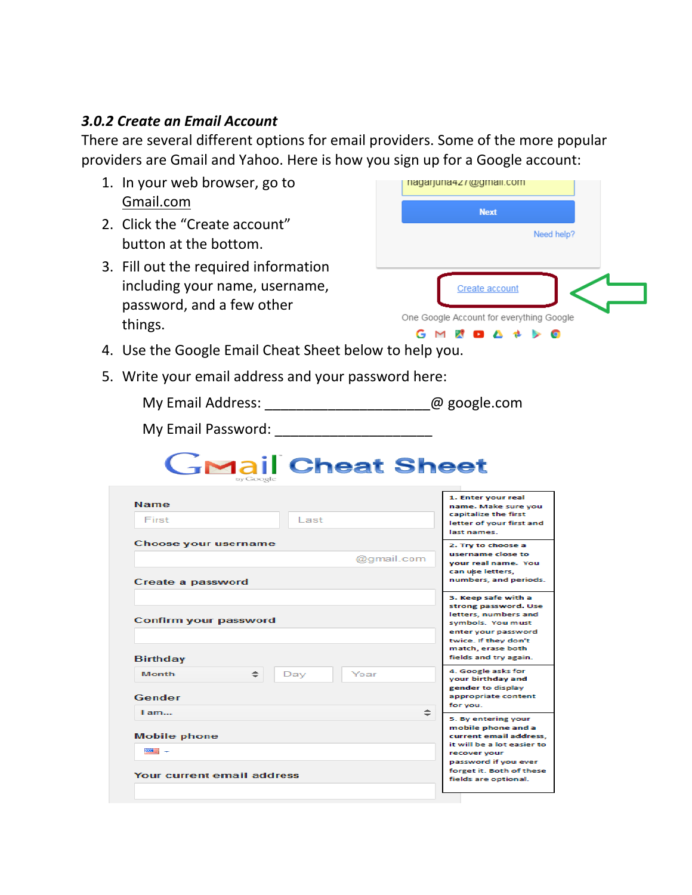### *3.0.2 Create an Email Account*

There are several different options for email providers. Some of the more popular providers are Gmail and Yahoo. Here is how you sign up for a Google account:

1. In your web browser, go to Gmail.com
2. Click the "Create account" button at the bottom.
3. Fill out the required information including your name, username, password, and a few other things.
4. Use the Google Email Cheat Sheet below to help you.
5. Write your email address and your password here:

   My Email Address: ______________________@ google.com

   My Email Password: _____________________

## Gmail Cheat Sheet

1. Enter your real name. Make sure you capitalize the first letter of your first and last names.
2. Try to choose a username close to your real name. You can use letters, numbers, and periods.
3. Keep safe with a strong password. Use letters, numbers and symbols. You must enter your password twice. If they don't match, erase both fields and try again.
4. Google asks for your birthday and gender to display appropriate content for you.
5. By entering your mobile phone and a current email address, it will be a lot easier to recover your password if you ever forget it. Both of these fields are optional.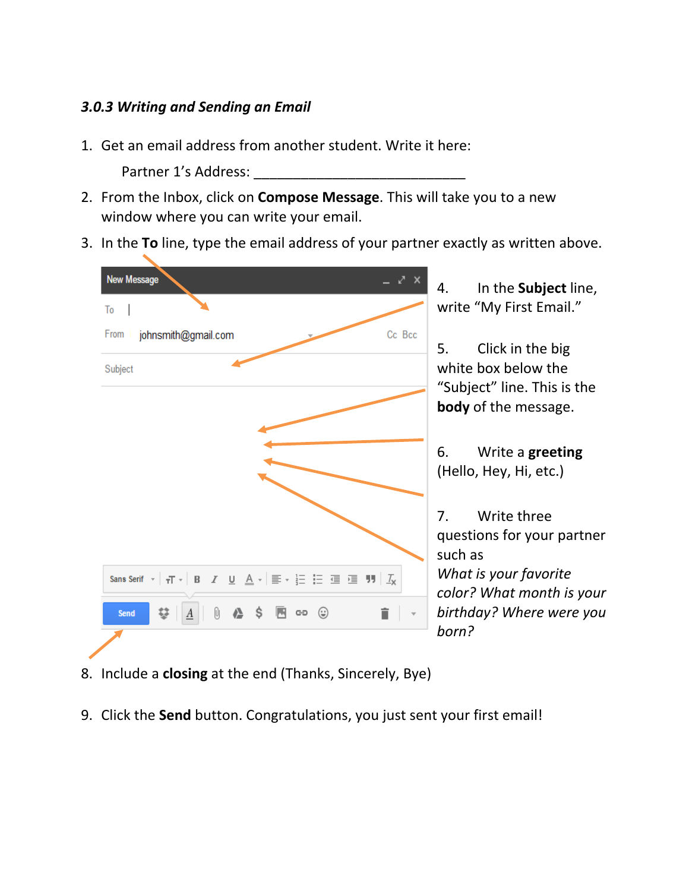### *3.0.3 Writing and Sending an Email*

1. Get an email address from another student. Write it here:

   Partner 1's Address: ____________________________

2. From the Inbox, click on **Compose Message**. This will take you to a new window where you can write your email.
3. In the **To** line, type the email address of your partner exactly as written above.
4. In the **Subject** line, write "My First Email."
5. Click in the big white box below the "Subject" line. This is the **body** of the message.
6. Write a **greeting** (Hello, Hey, Hi, etc.)
7. Write three questions for your partner such as *What is your favorite color? What month is your birthday? Where were you born?*
8. Include a **closing** at the end (Thanks, Sincerely, Bye)
9. Click the **Send** button. Congratulations, you just sent your first email!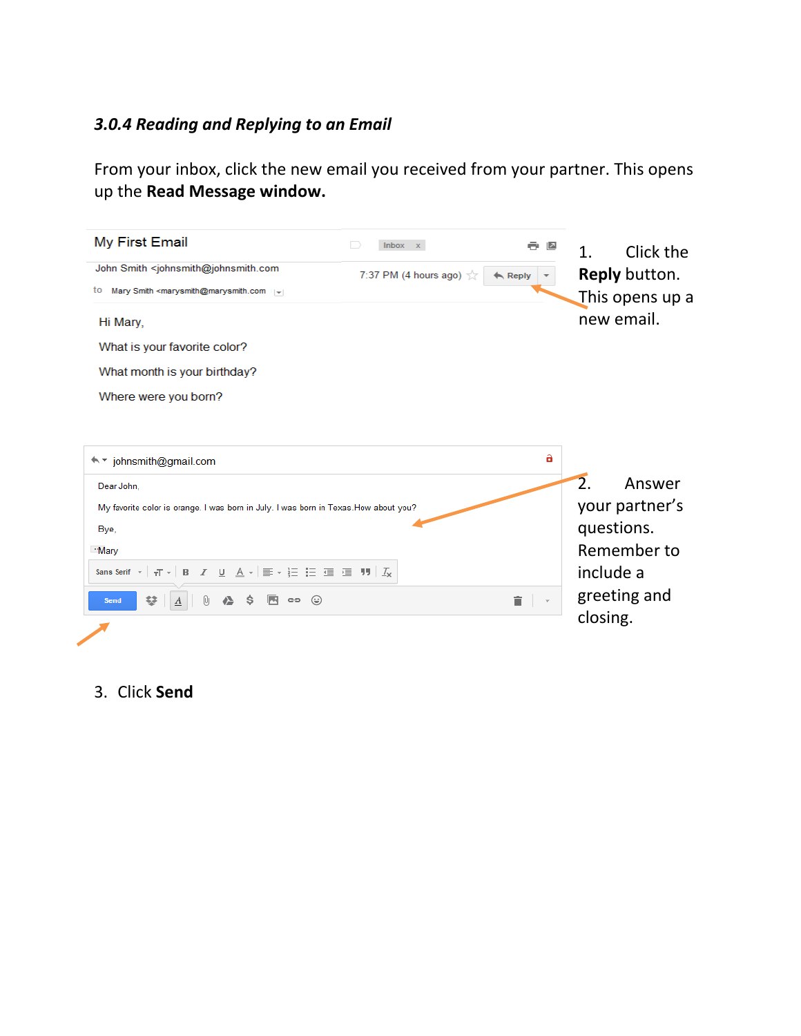### *3.0.4 Reading and Replying to an Email*

From your inbox, click the new email you received from your partner. This opens up the **Read Message window.**

My First Email

John Smith <johnsmith@johnsmith.com

to Mary Smith <marysmith@marysmith.com

7:37 PM (4 hours ago) Reply

Hi Mary,

What is your favorite color?

What month is your birthday?

Where were you born?

1. Click the **Reply** button. This opens up a new email.

johnsmith@gmail.com

Dear John,

My favorite color is orange. I was born in July. I was born in Texas.How about you?

Bye,

Mary

Send

2. Answer your partner's questions. Remember to include a greeting and closing.

3. Click **Send**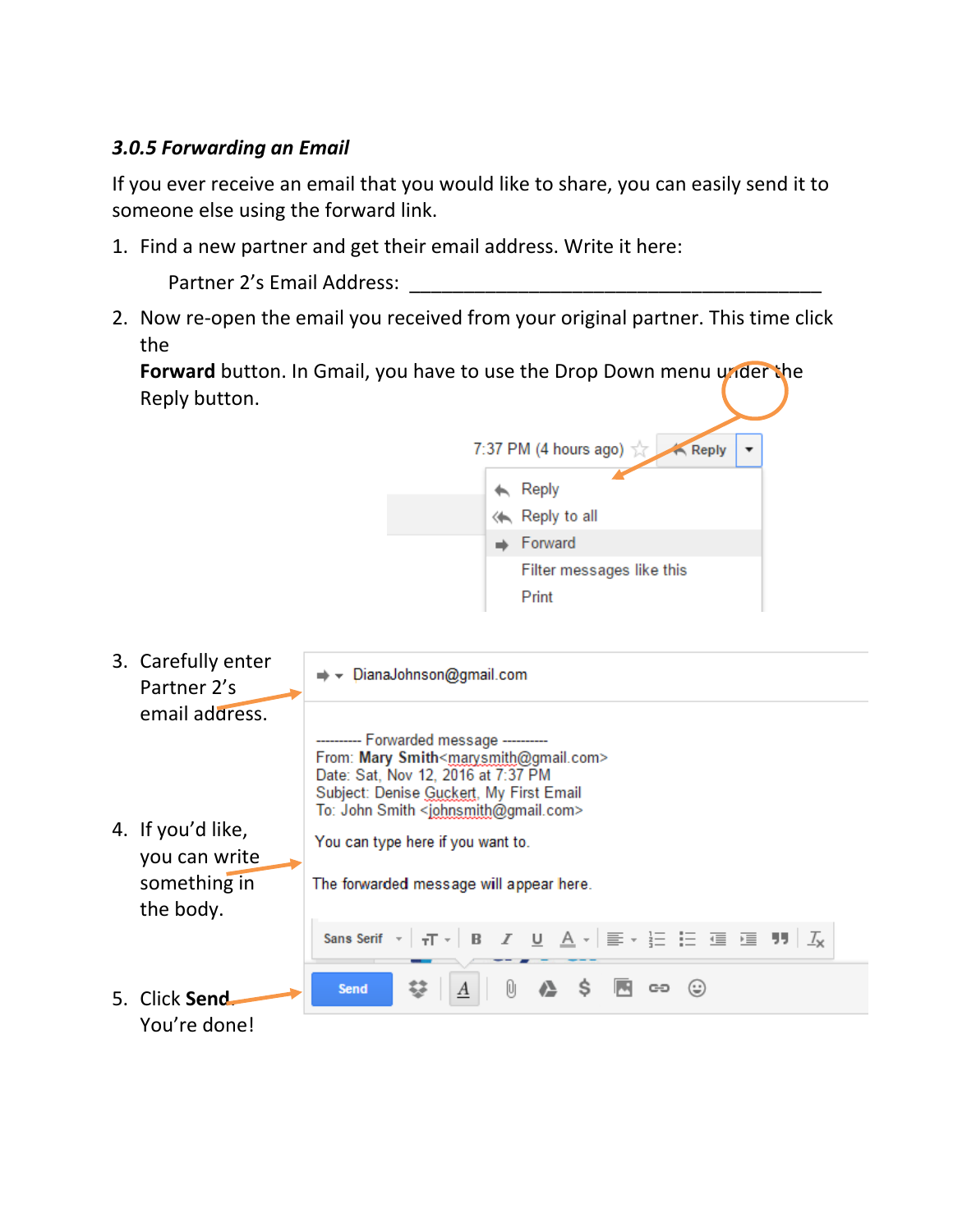### *3.0.5 Forwarding an Email*

If you ever receive an email that you would like to share, you can easily send it to someone else using the forward link.

1. Find a new partner and get their email address. Write it here:

   Partner 2's Email Address: ________________________________________

2. Now re-open the email you received from your original partner. This time click the
   **Forward** button. In Gmail, you have to use the Drop Down menu under the Reply button.

3. Carefully enter Partner 2's email address.

4. If you'd like, you can write something in the body.

5. Click **Send**. You're done!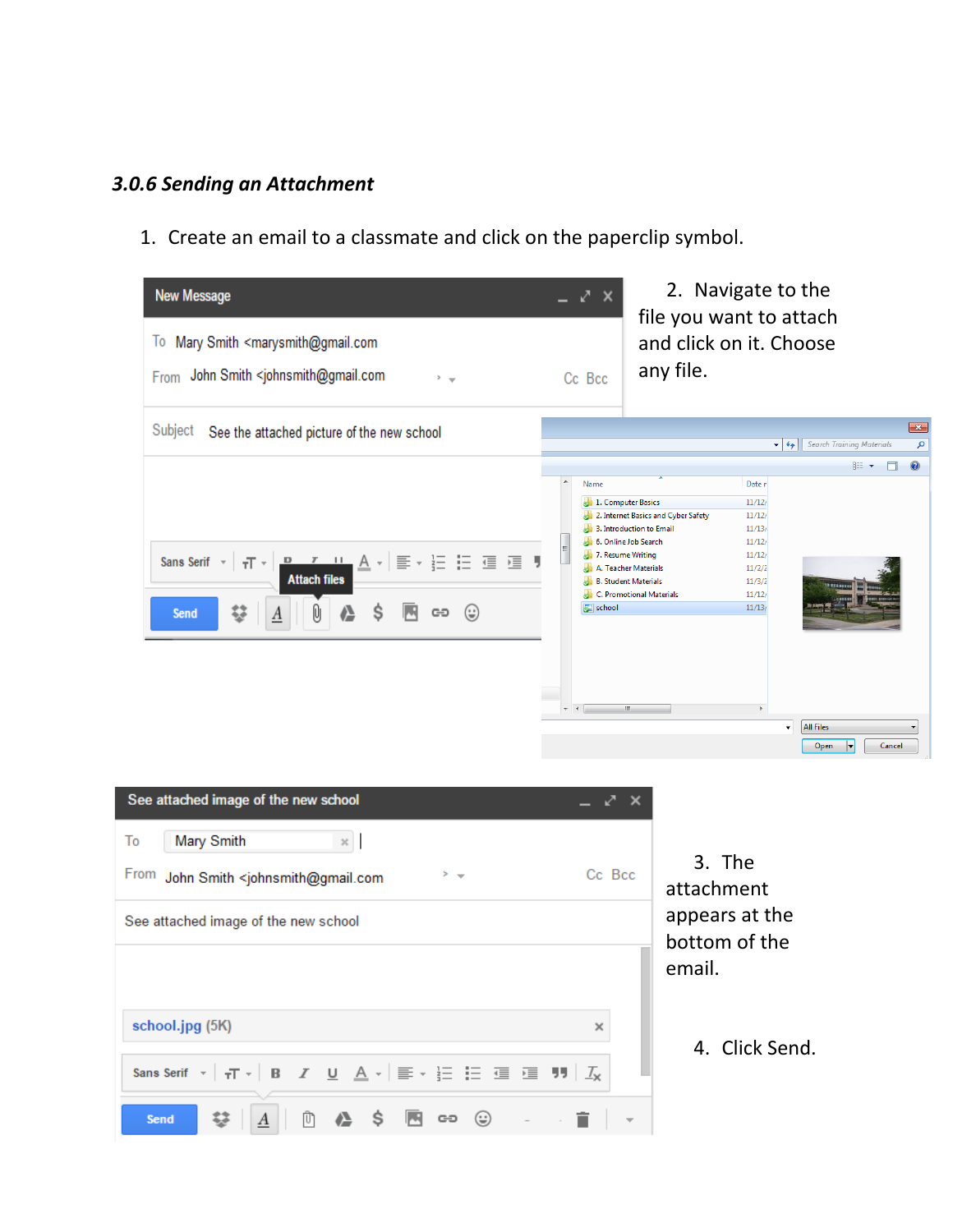### *3.0.6 Sending an Attachment*

1. Create an email to a classmate and click on the paperclip symbol.

2. Navigate to the file you want to attach and click on it. Choose any file.

3. The attachment appears at the bottom of the email.

4. Click Send.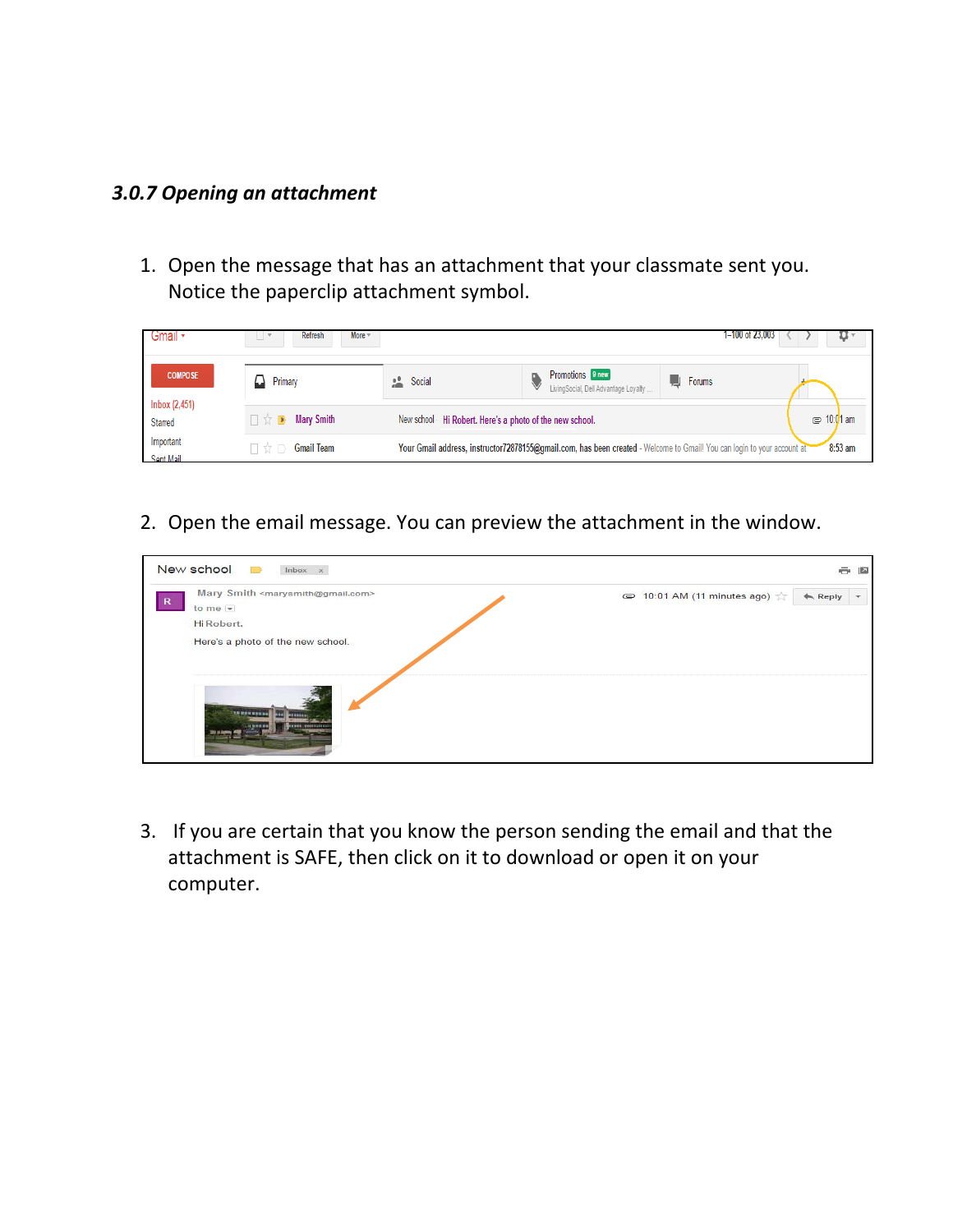### *3.0.7 Opening an attachment*

1. Open the message that has an attachment that your classmate sent you. Notice the paperclip attachment symbol.

2. Open the email message. You can preview the attachment in the window.

3. If you are certain that you know the person sending the email and that the attachment is SAFE, then click on it to download or open it on your computer.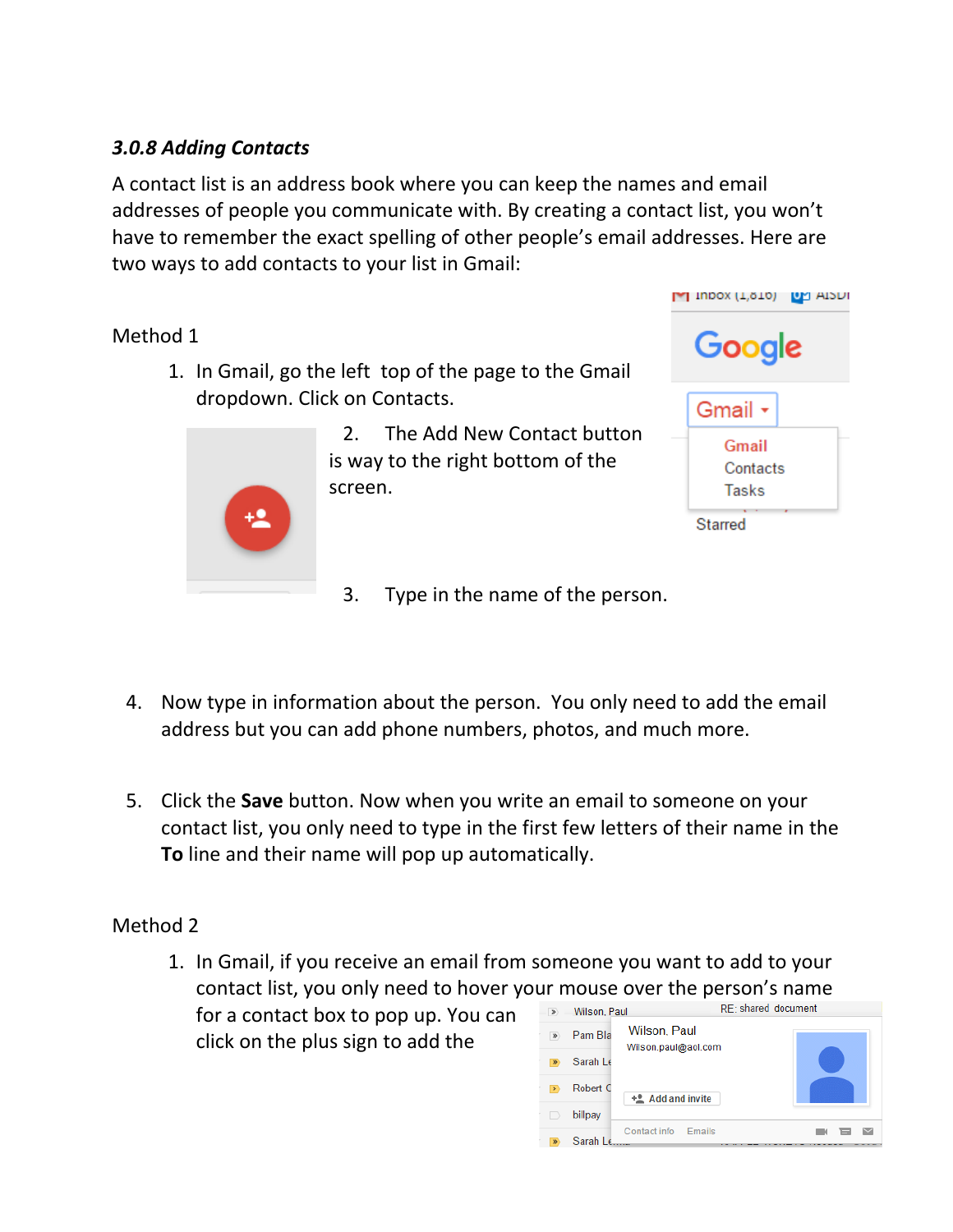### *3.0.8 Adding Contacts*

A contact list is an address book where you can keep the names and email addresses of people you communicate with. By creating a contact list, you won't have to remember the exact spelling of other people's email addresses. Here are two ways to add contacts to your list in Gmail:

Method 1

1. In Gmail, go the left top of the page to the Gmail dropdown. Click on Contacts.
2. The Add New Contact button is way to the right bottom of the screen.
3. Type in the name of the person.
4. Now type in information about the person. You only need to add the email address but you can add phone numbers, photos, and much more.
5. Click the **Save** button. Now when you write an email to someone on your contact list, you only need to type in the first few letters of their name in the **To** line and their name will pop up automatically.

Method 2

1. In Gmail, if you receive an email from someone you want to add to your contact list, you only need to hover your mouse over the person's name for a contact box to pop up. You can click on the plus sign to add the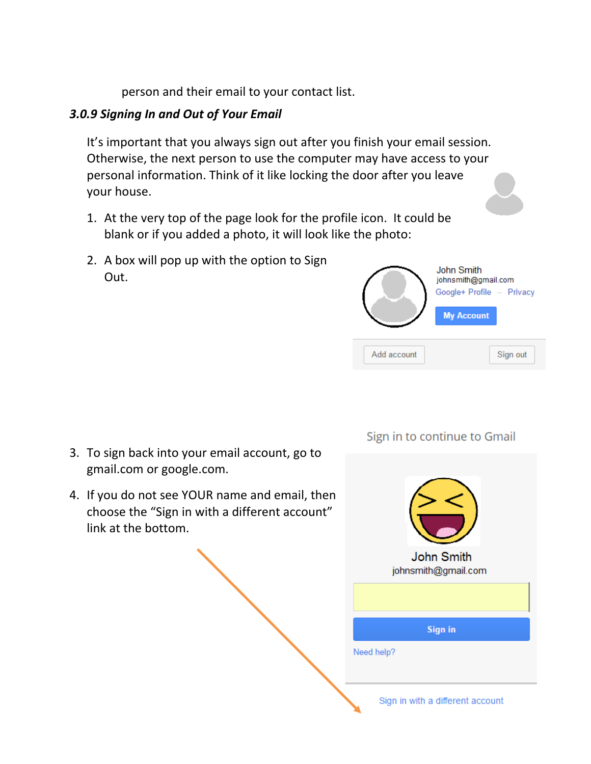person and their email to your contact list.

### *3.0.9 Signing In and Out of Your Email*

It's important that you always sign out after you finish your email session. Otherwise, the next person to use the computer may have access to your personal information. Think of it like locking the door after you leave your house.

1. At the very top of the page look for the profile icon. It could be blank or if you added a photo, it will look like the photo:
2. A box will pop up with the option to Sign Out.
3. To sign back into your email account, go to gmail.com or google.com.
4. If you do not see YOUR name and email, then choose the "Sign in with a different account" link at the bottom.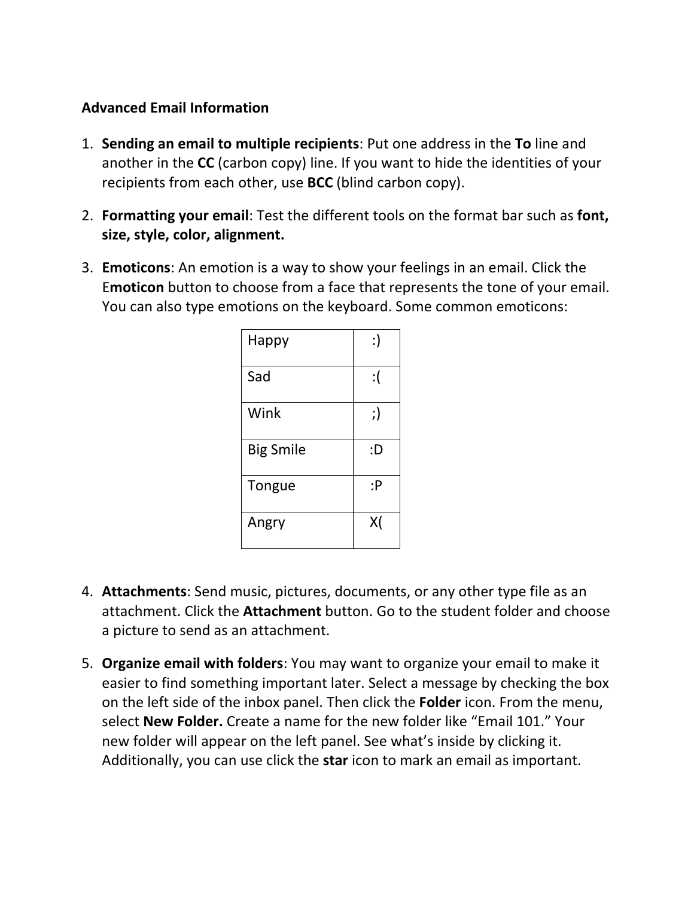**Advanced Email Information**

1. **Sending an email to multiple recipients**: Put one address in the **To** line and another in the **CC** (carbon copy) line. If you want to hide the identities of your recipients from each other, use **BCC** (blind carbon copy).

2. **Formatting your email**: Test the different tools on the format bar such as **font, size, style, color, alignment.**

3. **Emoticons**: An emotion is a way to show your feelings in an email. Click the E**moticon** button to choose from a face that represents the tone of your email. You can also type emotions on the keyboard. Some common emoticons:

| Happy | :) |
|---|---|
| Sad | :( |
| Wink | ;) |
| Big Smile | :D |
| Tongue | :P |
| Angry | X( |

4. **Attachments**: Send music, pictures, documents, or any other type file as an attachment. Click the **Attachment** button. Go to the student folder and choose a picture to send as an attachment.

5. **Organize email with folders**: You may want to organize your email to make it easier to find something important later. Select a message by checking the box on the left side of the inbox panel. Then click the **Folder** icon. From the menu, select **New Folder.** Create a name for the new folder like "Email 101." Your new folder will appear on the left panel. See what's inside by clicking it. Additionally, you can use click the **star** icon to mark an email as important.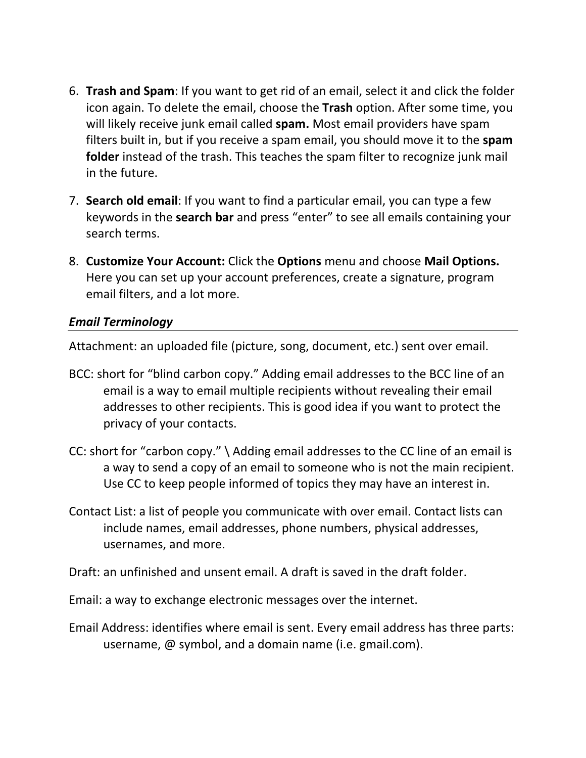6. **Trash and Spam**: If you want to get rid of an email, select it and click the folder icon again. To delete the email, choose the **Trash** option. After some time, you will likely receive junk email called **spam.** Most email providers have spam filters built in, but if you receive a spam email, you should move it to the **spam folder** instead of the trash. This teaches the spam filter to recognize junk mail in the future.

7. **Search old email**: If you want to find a particular email, you can type a few keywords in the **search bar** and press "enter" to see all emails containing your search terms.

8. **Customize Your Account:** Click the **Options** menu and choose **Mail Options.** Here you can set up your account preferences, create a signature, program email filters, and a lot more.

### ***Email Terminology***

Attachment: an uploaded file (picture, song, document, etc.) sent over email.

BCC: short for "blind carbon copy." Adding email addresses to the BCC line of an email is a way to email multiple recipients without revealing their email addresses to other recipients. This is good idea if you want to protect the privacy of your contacts.

CC: short for "carbon copy." \ Adding email addresses to the CC line of an email is a way to send a copy of an email to someone who is not the main recipient. Use CC to keep people informed of topics they may have an interest in.

Contact List: a list of people you communicate with over email. Contact lists can include names, email addresses, phone numbers, physical addresses, usernames, and more.

Draft: an unfinished and unsent email. A draft is saved in the draft folder.

Email: a way to exchange electronic messages over the internet.

Email Address: identifies where email is sent. Every email address has three parts: username, @ symbol, and a domain name (i.e. gmail.com).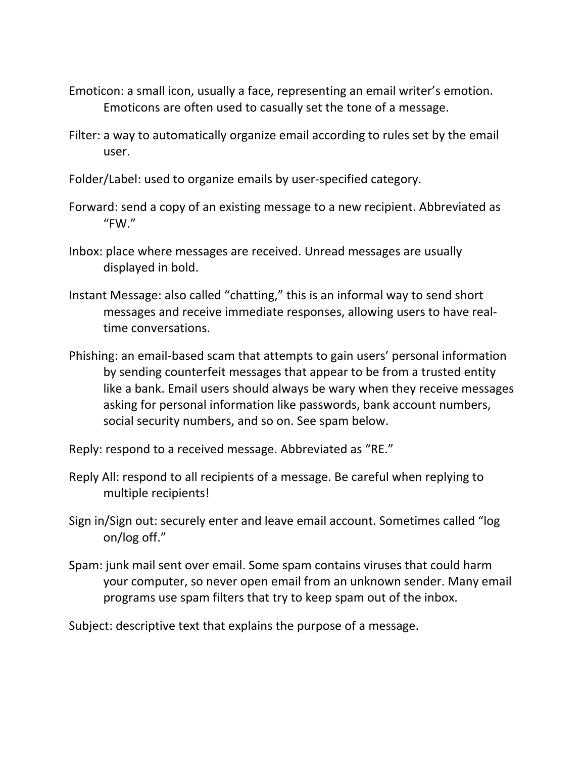Emoticon: a small icon, usually a face, representing an email writer's emotion. Emoticons are often used to casually set the tone of a message.

Filter: a way to automatically organize email according to rules set by the email user.

Folder/Label: used to organize emails by user-specified category.

Forward: send a copy of an existing message to a new recipient. Abbreviated as "FW."

Inbox: place where messages are received. Unread messages are usually displayed in bold.

Instant Message: also called "chatting," this is an informal way to send short messages and receive immediate responses, allowing users to have real-time conversations.

Phishing: an email-based scam that attempts to gain users' personal information by sending counterfeit messages that appear to be from a trusted entity like a bank. Email users should always be wary when they receive messages asking for personal information like passwords, bank account numbers, social security numbers, and so on. See spam below.

Reply: respond to a received message. Abbreviated as "RE."

Reply All: respond to all recipients of a message. Be careful when replying to multiple recipients!

Sign in/Sign out: securely enter and leave email account. Sometimes called "log on/log off."

Spam: junk mail sent over email. Some spam contains viruses that could harm your computer, so never open email from an unknown sender. Many email programs use spam filters that try to keep spam out of the inbox.

Subject: descriptive text that explains the purpose of a message.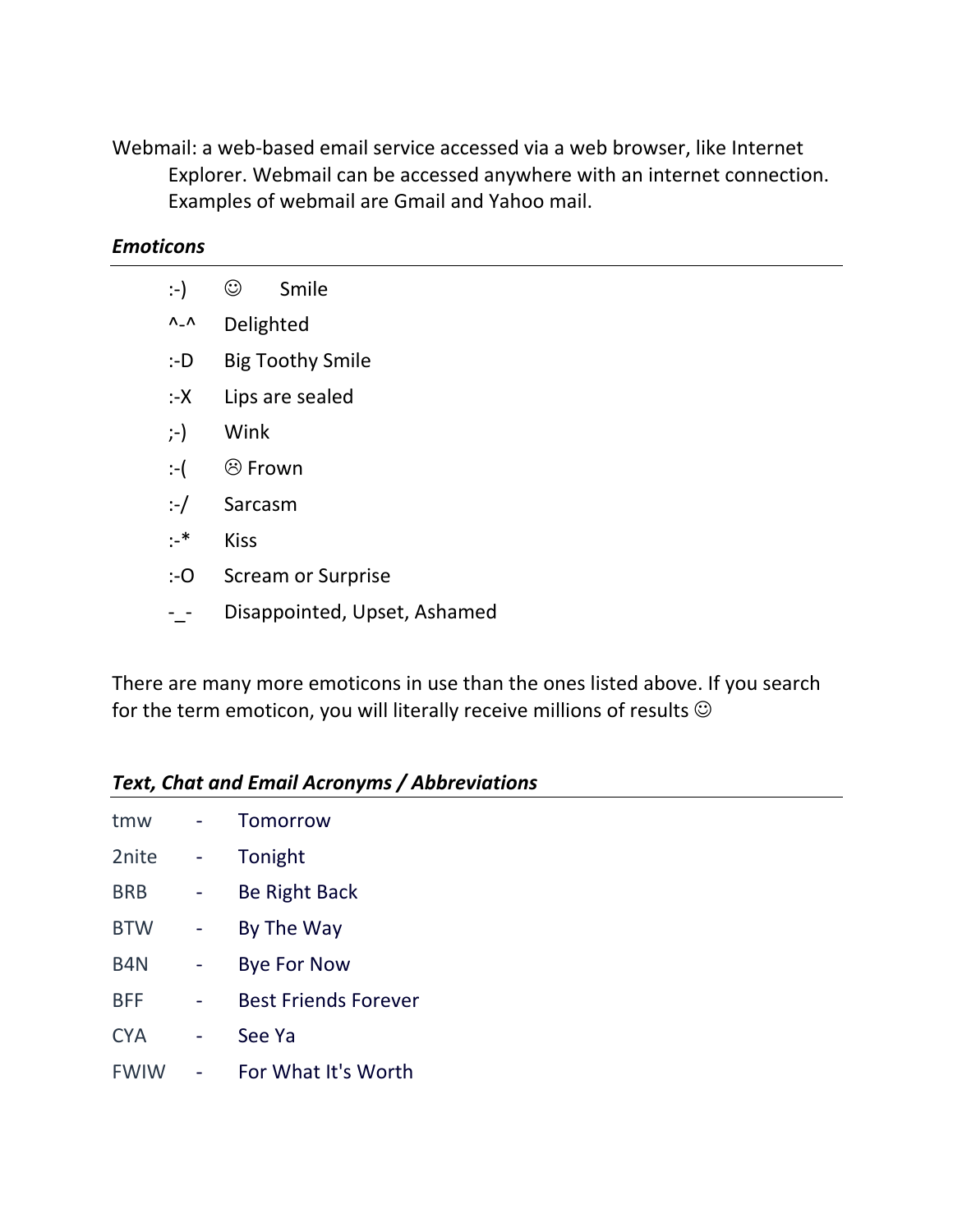Webmail: a web-based email service accessed via a web browser, like Internet Explorer. Webmail can be accessed anywhere with an internet connection. Examples of webmail are Gmail and Yahoo mail.

***Emoticons***

| | |
|---|---|
| :-) | ☺ Smile |
| ^-^ | Delighted |
| :-D | Big Toothy Smile |
| :-X | Lips are sealed |
| ;-) | Wink |
| :-( | ☹ Frown |
| :-/ | Sarcasm |
| :-* | Kiss |
| :-O | Scream or Surprise |
| -_- | Disappointed, Upset, Ashamed |

There are many more emoticons in use than the ones listed above. If you search for the term emoticon, you will literally receive millions of results ☺

***Text, Chat and Email Acronyms / Abbreviations***

| | | |
|---|---|---|
| tmw | - | Tomorrow |
| 2nite | - | Tonight |
| BRB | - | Be Right Back |
| BTW | - | By The Way |
| B4N | - | Bye For Now |
| BFF | - | Best Friends Forever |
| CYA | - | See Ya |
| FWIW | - | For What It's Worth |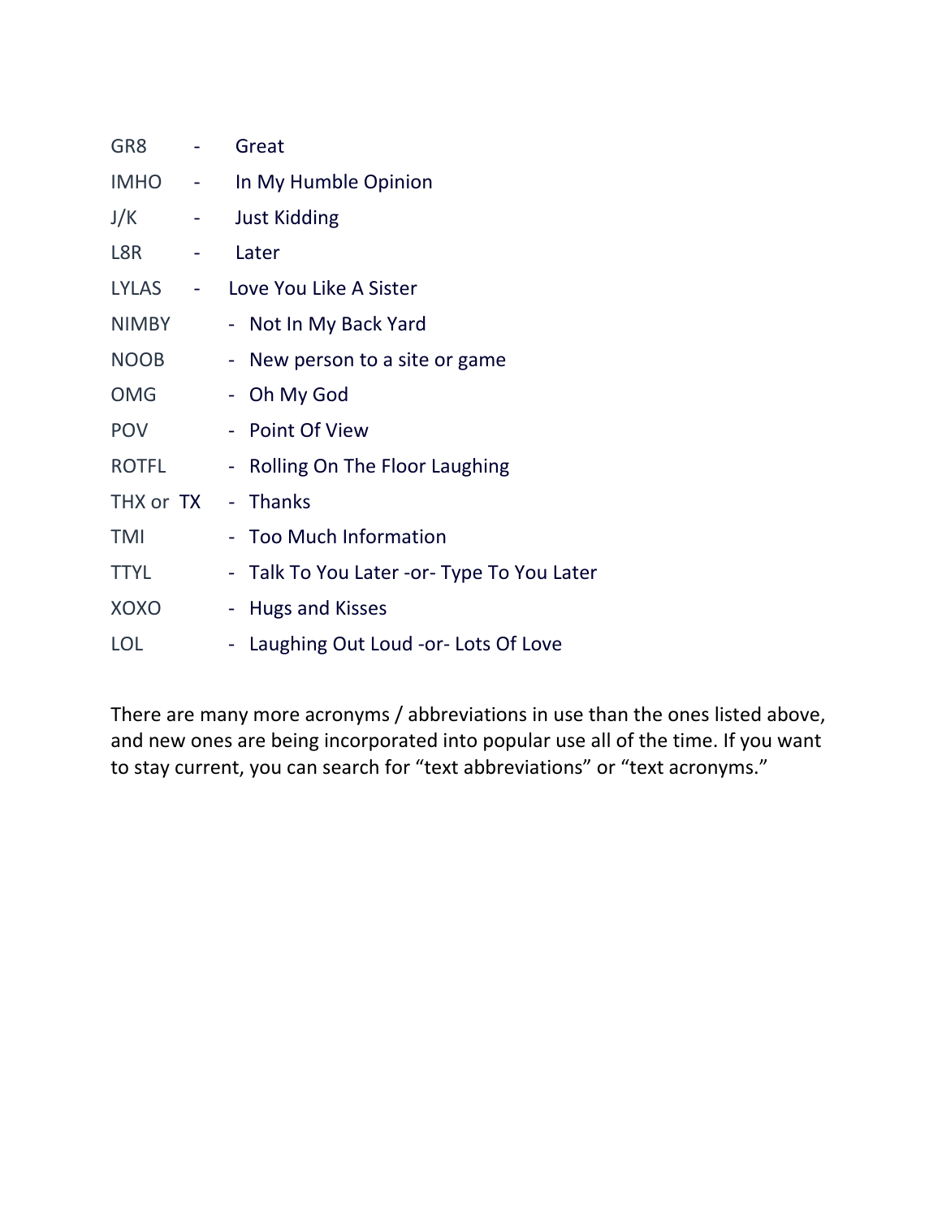| | |
|---|---|
| GR8 | Great |
| IMHO | In My Humble Opinion |
| J/K | Just Kidding |
| L8R | Later |
| LYLAS | Love You Like A Sister |
| NIMBY | Not In My Back Yard |
| NOOB | New person to a site or game |
| OMG | Oh My God |
| POV | Point Of View |
| ROTFL | Rolling On The Floor Laughing |
| THX or TX | Thanks |
| TMI | Too Much Information |
| TTYL | Talk To You Later -or- Type To You Later |
| XOXO | Hugs and Kisses |
| LOL | Laughing Out Loud -or- Lots Of Love |

There are many more acronyms / abbreviations in use than the ones listed above, and new ones are being incorporated into popular use all of the time. If you want to stay current, you can search for "text abbreviations" or "text acronyms."